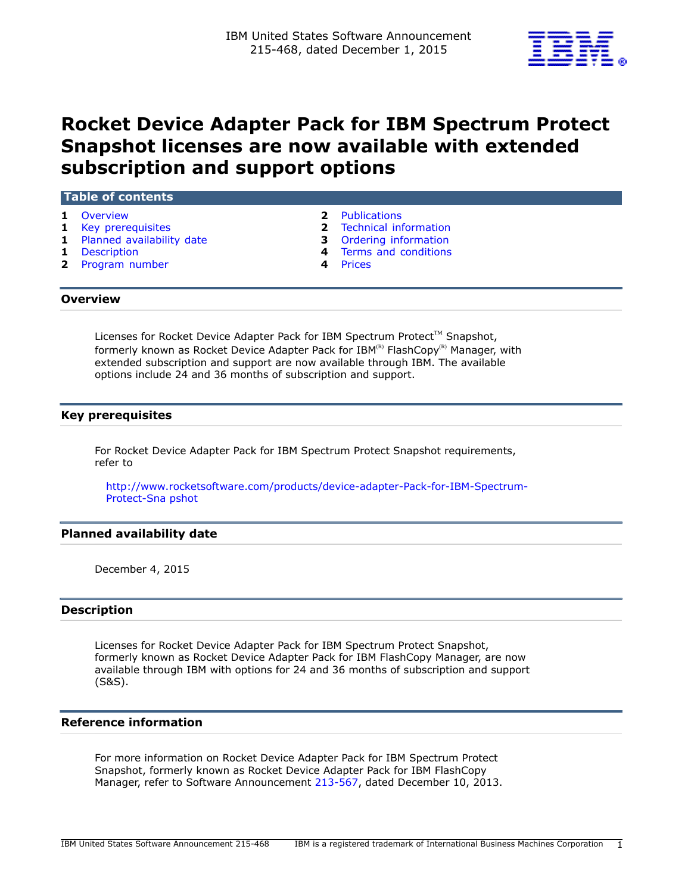IBM United States Software Announcement
215-468, dated December 1, 2015

# Rocket Device Adapter Pack for IBM Spectrum Protect Snapshot licenses are now available with extended subscription and support options

## Table of contents

| | | | |
|---|---|---|---|
| 1 | Overview | 2 | Publications |
| 1 | Key prerequisites | 2 | Technical information |
| 1 | Planned availability date | 3 | Ordering information |
| 1 | Description | 4 | Terms and conditions |
| 2 | Program number | 4 | Prices |

## Overview

Licenses for Rocket Device Adapter Pack for IBM Spectrum Protect™ Snapshot, formerly known as Rocket Device Adapter Pack for IBM(R) FlashCopy(R) Manager, with extended subscription and support are now available through IBM. The available options include 24 and 36 months of subscription and support.

## Key prerequisites

For Rocket Device Adapter Pack for IBM Spectrum Protect Snapshot requirements, refer to

http://www.rocketsoftware.com/products/device-adapter-Pack-for-IBM-Spectrum-Protect-Sna pshot

## Planned availability date

December 4, 2015

## Description

Licenses for Rocket Device Adapter Pack for IBM Spectrum Protect Snapshot, formerly known as Rocket Device Adapter Pack for IBM FlashCopy Manager, are now available through IBM with options for 24 and 36 months of subscription and support (S&S).

## Reference information

For more information on Rocket Device Adapter Pack for IBM Spectrum Protect Snapshot, formerly known as Rocket Device Adapter Pack for IBM FlashCopy Manager, refer to Software Announcement 213-567, dated December 10, 2013.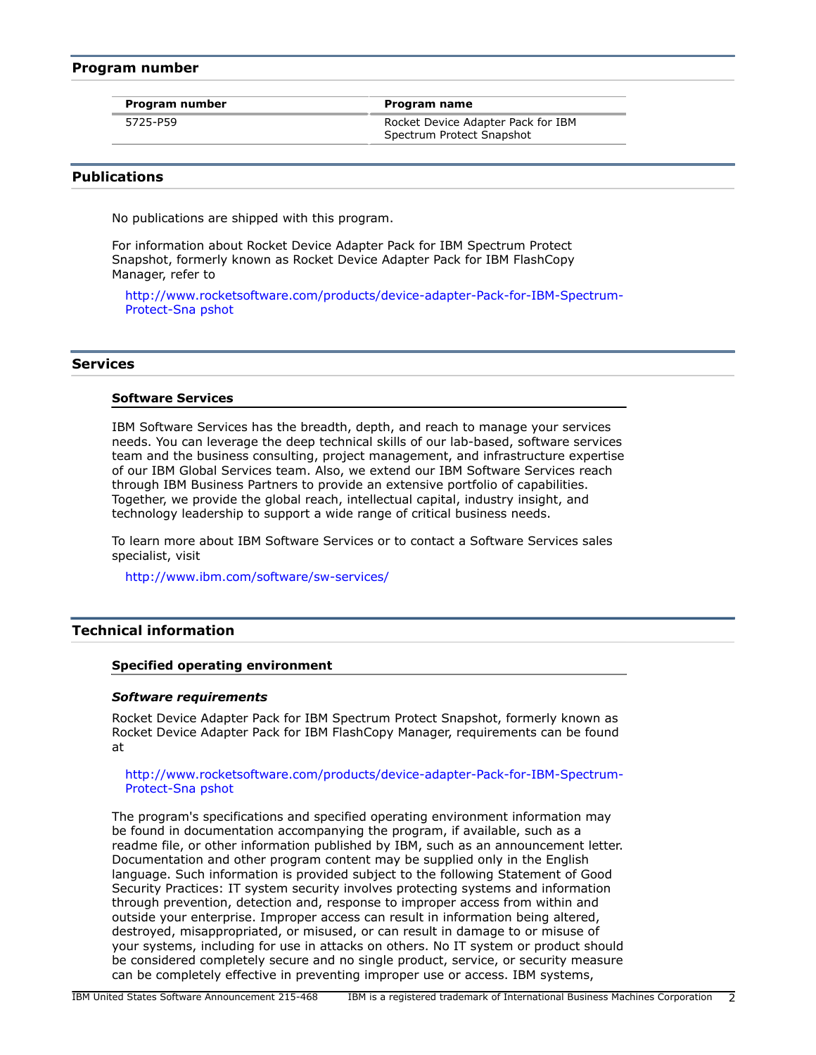## Program number

| Program number | Program name |
|---|---|
| 5725-P59 | Rocket Device Adapter Pack for IBM Spectrum Protect Snapshot |

## Publications

No publications are shipped with this program.

For information about Rocket Device Adapter Pack for IBM Spectrum Protect Snapshot, formerly known as Rocket Device Adapter Pack for IBM FlashCopy Manager, refer to

http://www.rocketsoftware.com/products/device-adapter-Pack-for-IBM-Spectrum-Protect-Sna pshot

## Services

### Software Services

IBM Software Services has the breadth, depth, and reach to manage your services needs. You can leverage the deep technical skills of our lab-based, software services team and the business consulting, project management, and infrastructure expertise of our IBM Global Services team. Also, we extend our IBM Software Services reach through IBM Business Partners to provide an extensive portfolio of capabilities. Together, we provide the global reach, intellectual capital, industry insight, and technology leadership to support a wide range of critical business needs.

To learn more about IBM Software Services or to contact a Software Services sales specialist, visit

http://www.ibm.com/software/sw-services/

## Technical information

### Specified operating environment

***Software requirements***

Rocket Device Adapter Pack for IBM Spectrum Protect Snapshot, formerly known as Rocket Device Adapter Pack for IBM FlashCopy Manager, requirements can be found at

http://www.rocketsoftware.com/products/device-adapter-Pack-for-IBM-Spectrum-Protect-Sna pshot

The program's specifications and specified operating environment information may be found in documentation accompanying the program, if available, such as a readme file, or other information published by IBM, such as an announcement letter. Documentation and other program content may be supplied only in the English language. Such information is provided subject to the following Statement of Good Security Practices: IT system security involves protecting systems and information through prevention, detection and, response to improper access from within and outside your enterprise. Improper access can result in information being altered, destroyed, misappropriated, or misused, or can result in damage to or misuse of your systems, including for use in attacks on others. No IT system or product should be considered completely secure and no single product, service, or security measure can be completely effective in preventing improper use or access. IBM systems,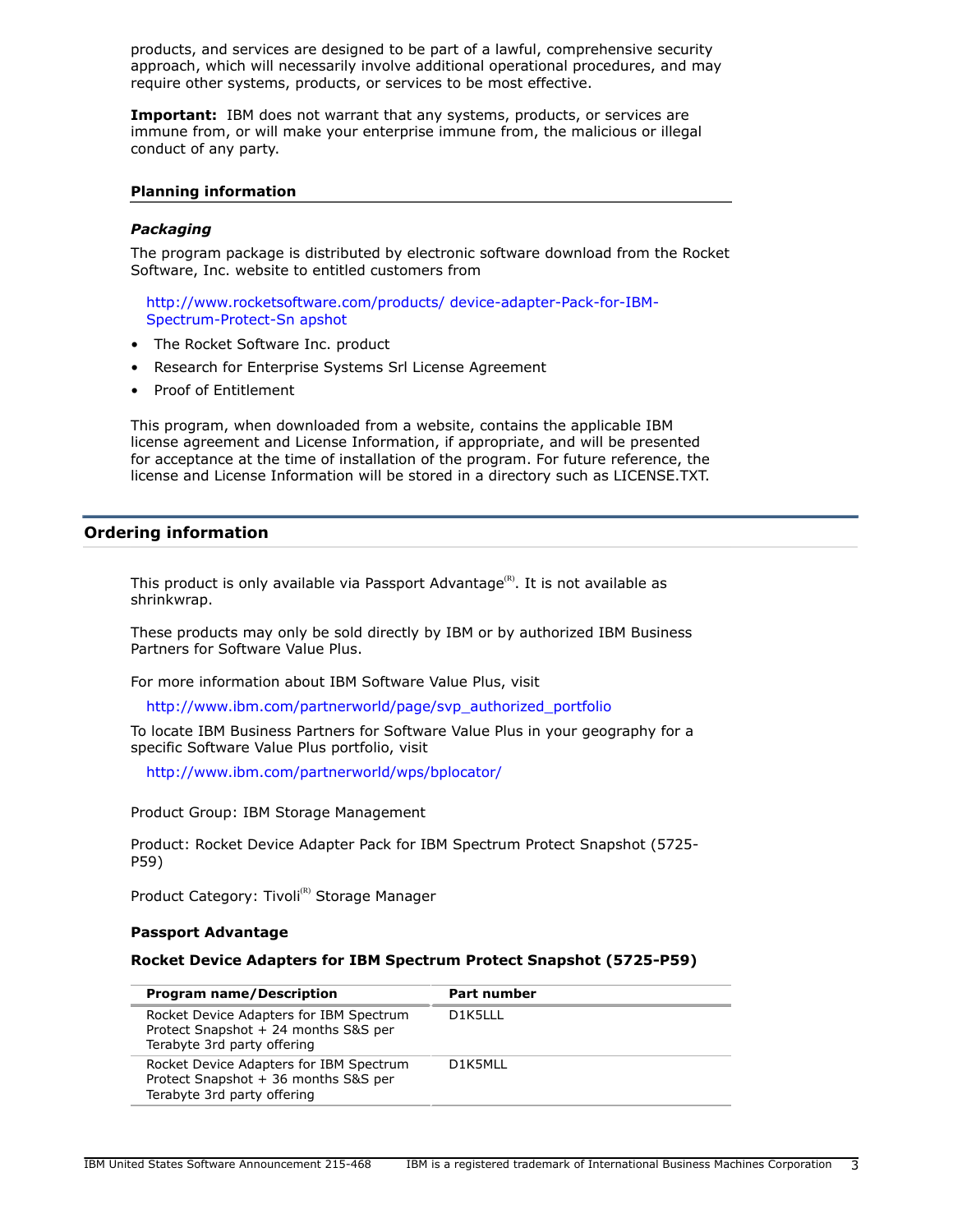products, and services are designed to be part of a lawful, comprehensive security approach, which will necessarily involve additional operational procedures, and may require other systems, products, or services to be most effective.

**Important:** IBM does not warrant that any systems, products, or services are immune from, or will make your enterprise immune from, the malicious or illegal conduct of any party.

### Planning information

#### *Packaging*

The program package is distributed by electronic software download from the Rocket Software, Inc. website to entitled customers from

http://www.rocketsoftware.com/products/ device-adapter-Pack-for-IBM-Spectrum-Protect-Sn apshot

- The Rocket Software Inc. product
- Research for Enterprise Systems Srl License Agreement
- Proof of Entitlement

This program, when downloaded from a website, contains the applicable IBM license agreement and License Information, if appropriate, and will be presented for acceptance at the time of installation of the program. For future reference, the license and License Information will be stored in a directory such as LICENSE.TXT.

## Ordering information

This product is only available via Passport Advantage(R). It is not available as shrinkwrap.

These products may only be sold directly by IBM or by authorized IBM Business Partners for Software Value Plus.

For more information about IBM Software Value Plus, visit

http://www.ibm.com/partnerworld/page/svp_authorized_portfolio

To locate IBM Business Partners for Software Value Plus in your geography for a specific Software Value Plus portfolio, visit

http://www.ibm.com/partnerworld/wps/bplocator/

Product Group: IBM Storage Management

Product: Rocket Device Adapter Pack for IBM Spectrum Protect Snapshot (5725-P59)

Product Category: Tivoli(R) Storage Manager

**Passport Advantage**

**Rocket Device Adapters for IBM Spectrum Protect Snapshot (5725-P59)**

| Program name/Description | Part number |
|---|---|
| Rocket Device Adapters for IBM Spectrum Protect Snapshot + 24 months S&S per Terabyte 3rd party offering | D1K5LLL |
| Rocket Device Adapters for IBM Spectrum Protect Snapshot + 36 months S&S per Terabyte 3rd party offering | D1K5MLL |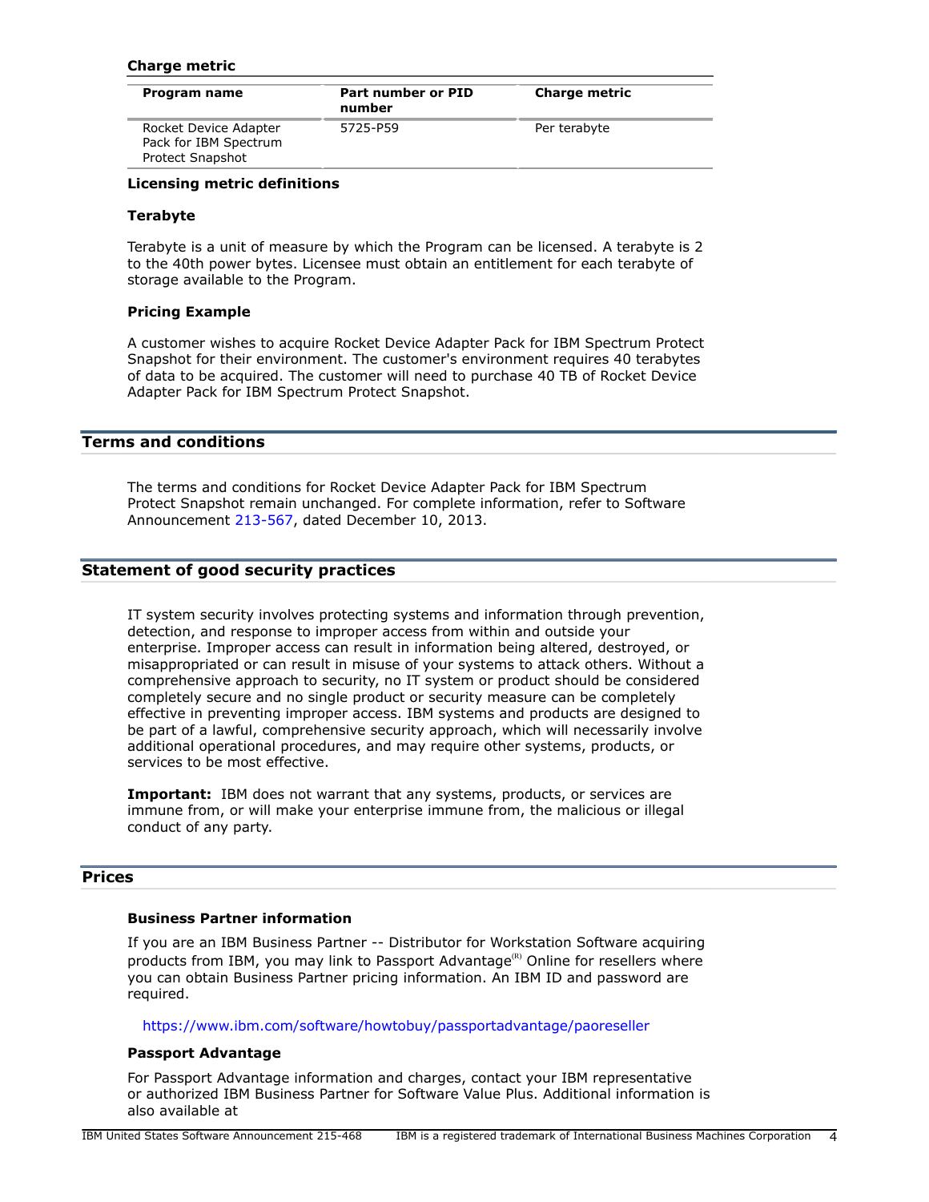### Charge metric

| Program name | Part number or PID number | Charge metric |
|---|---|---|
| Rocket Device Adapter Pack for IBM Spectrum Protect Snapshot | 5725-P59 | Per terabyte |

### Licensing metric definitions

#### Terabyte

Terabyte is a unit of measure by which the Program can be licensed. A terabyte is 2 to the 40th power bytes. Licensee must obtain an entitlement for each terabyte of storage available to the Program.

#### Pricing Example

A customer wishes to acquire Rocket Device Adapter Pack for IBM Spectrum Protect Snapshot for their environment. The customer's environment requires 40 terabytes of data to be acquired. The customer will need to purchase 40 TB of Rocket Device Adapter Pack for IBM Spectrum Protect Snapshot.

## Terms and conditions

The terms and conditions for Rocket Device Adapter Pack for IBM Spectrum Protect Snapshot remain unchanged. For complete information, refer to Software Announcement 213-567, dated December 10, 2013.

## Statement of good security practices

IT system security involves protecting systems and information through prevention, detection, and response to improper access from within and outside your enterprise. Improper access can result in information being altered, destroyed, or misappropriated or can result in misuse of your systems to attack others. Without a comprehensive approach to security, no IT system or product should be considered completely secure and no single product or security measure can be completely effective in preventing improper access. IBM systems and products are designed to be part of a lawful, comprehensive security approach, which will necessarily involve additional operational procedures, and may require other systems, products, or services to be most effective.

**Important:** IBM does not warrant that any systems, products, or services are immune from, or will make your enterprise immune from, the malicious or illegal conduct of any party.

## Prices

### Business Partner information

If you are an IBM Business Partner -- Distributor for Workstation Software acquiring products from IBM, you may link to Passport Advantage(R) Online for resellers where you can obtain Business Partner pricing information. An IBM ID and password are required.

https://www.ibm.com/software/howtobuy/passportadvantage/paoreseller

### Passport Advantage

For Passport Advantage information and charges, contact your IBM representative or authorized IBM Business Partner for Software Value Plus. Additional information is also available at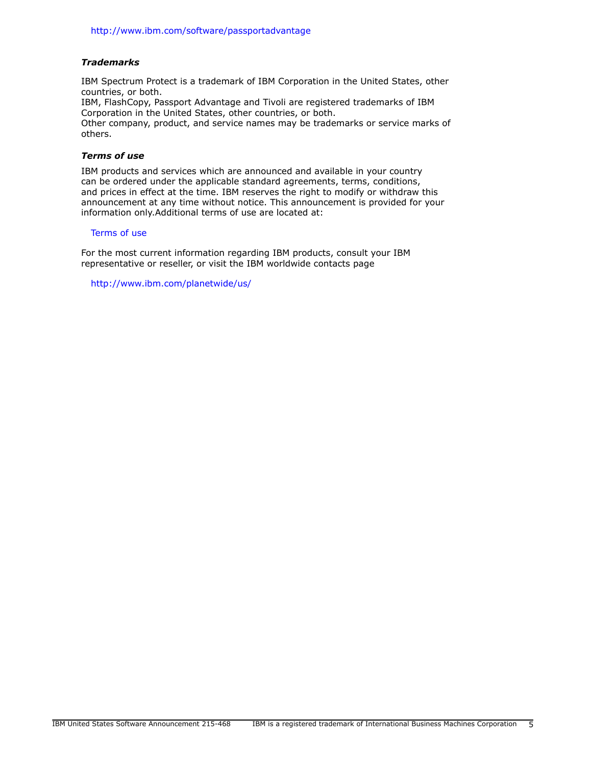http://www.ibm.com/software/passportadvantage

### *Trademarks*

IBM Spectrum Protect is a trademark of IBM Corporation in the United States, other countries, or both.
IBM, FlashCopy, Passport Advantage and Tivoli are registered trademarks of IBM Corporation in the United States, other countries, or both.
Other company, product, and service names may be trademarks or service marks of others.

### *Terms of use*

IBM products and services which are announced and available in your country can be ordered under the applicable standard agreements, terms, conditions, and prices in effect at the time. IBM reserves the right to modify or withdraw this announcement at any time without notice. This announcement is provided for your information only.Additional terms of use are located at:

Terms of use

For the most current information regarding IBM products, consult your IBM representative or reseller, or visit the IBM worldwide contacts page

http://www.ibm.com/planetwide/us/